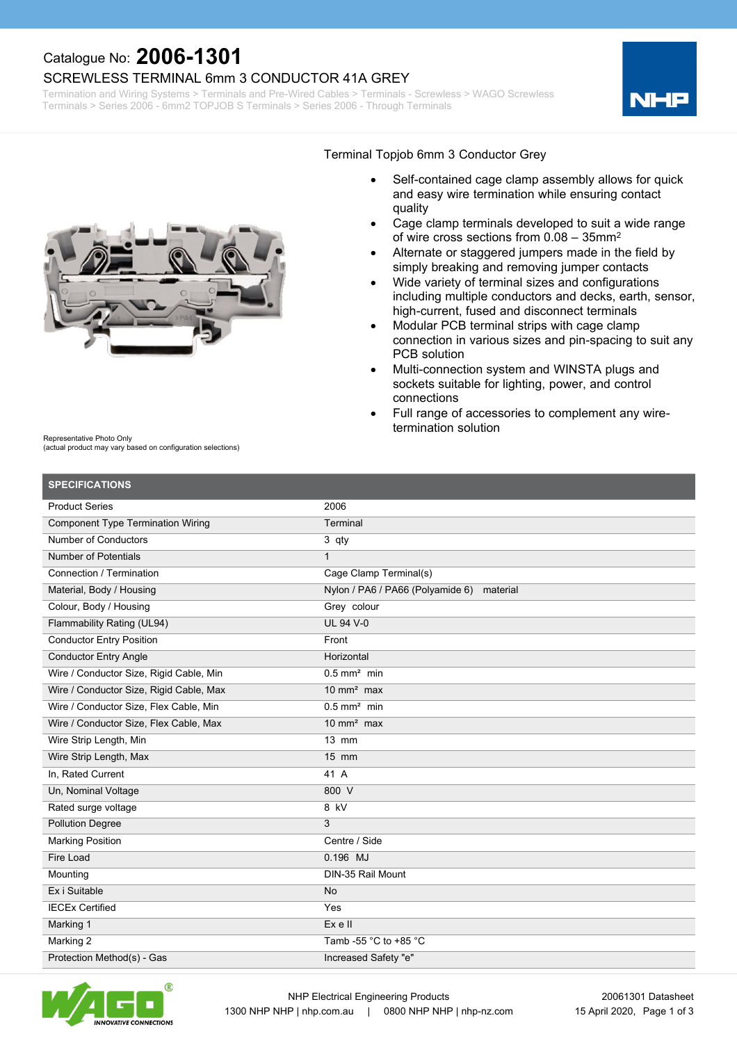Catalogue No: **2006-1301**

# SCREWLESS TERMINAL 6mm 3 CONDUCTOR 41A GREY

Termination and Wiring Systems > Terminals and Pre-Wired Cables > Terminals - Screwless > WAGO Screwless Terminals > Series 2006 - 6mm2 TOPJOB S Terminals > Series 2006 - Through Terminals

Representative Photo Only
(actual product may vary based on configuration selections)

Terminal Topjob 6mm 3 Conductor Grey

- Self-contained cage clamp assembly allows for quick and easy wire termination while ensuring contact quality
- Cage clamp terminals developed to suit a wide range of wire cross sections from 0.08 – 35mm²
- Alternate or staggered jumpers made in the field by simply breaking and removing jumper contacts
- Wide variety of terminal sizes and configurations including multiple conductors and decks, earth, sensor, high-current, fused and disconnect terminals
- Modular PCB terminal strips with cage clamp connection in various sizes and pin-spacing to suit any PCB solution
- Multi-connection system and WINSTA plugs and sockets suitable for lighting, power, and control connections
- Full range of accessories to complement any wire-termination solution

## SPECIFICATIONS

| Specification | Value |
|---|---|
| Product Series | 2006 |
| Component Type Termination Wiring | Terminal |
| Number of Conductors | 3 qty |
| Number of Potentials | 1 |
| Connection / Termination | Cage Clamp Terminal(s) |
| Material, Body / Housing | Nylon / PA6 / PA66 (Polyamide 6) material |
| Colour, Body / Housing | Grey colour |
| Flammability Rating (UL94) | UL 94 V-0 |
| Conductor Entry Position | Front |
| Conductor Entry Angle | Horizontal |
| Wire / Conductor Size, Rigid Cable, Min | 0.5 mm² min |
| Wire / Conductor Size, Rigid Cable, Max | 10 mm² max |
| Wire / Conductor Size, Flex Cable, Min | 0.5 mm² min |
| Wire / Conductor Size, Flex Cable, Max | 10 mm² max |
| Wire Strip Length, Min | 13 mm |
| Wire Strip Length, Max | 15 mm |
| In, Rated Current | 41 A |
| Un, Nominal Voltage | 800 V |
| Rated surge voltage | 8 kV |
| Pollution Degree | 3 |
| Marking Position | Centre / Side |
| Fire Load | 0.196 MJ |
| Mounting | DIN-35 Rail Mount |
| Ex i Suitable | No |
| IECEx Certified | Yes |
| Marking 1 | Ex e II |
| Marking 2 | Tamb -55 °C to +85 °C |
| Protection Method(s) - Gas | Increased Safety "e" |

NHP Electrical Engineering Products
1300 NHP NHP | nhp.com.au | 0800 NHP NHP | nhp-nz.com

20061301 Datasheet
15 April 2020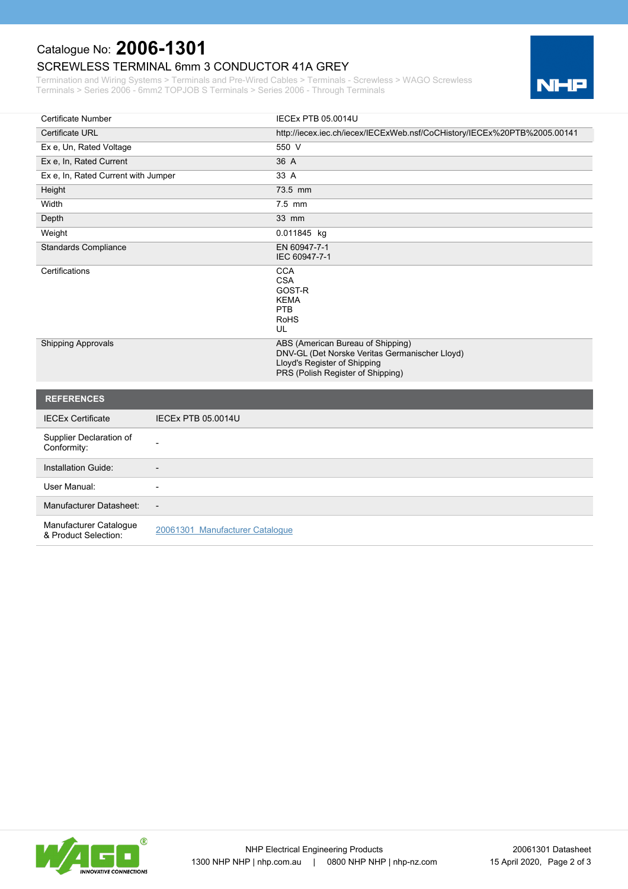# Catalogue No: **2006-1301**

## SCREWLESS TERMINAL 6mm 3 CONDUCTOR 41A GREY

Termination and Wiring Systems > Terminals and Pre-Wired Cables > Terminals - Screwless > WAGO Screwless Terminals > Series 2006 - 6mm2 TOPJOB S Terminals > Series 2006 - Through Terminals

| | |
|---|---|
| Certificate Number | IECEx PTB 05.0014U |
| Certificate URL | http://iecex.iec.ch/iecex/IECExWeb.nsf/CoCHistory/IECEx%20PTB%2005.00141 |
| Ex e, Un, Rated Voltage | 550 V |
| Ex e, In, Rated Current | 36 A |
| Ex e, In, Rated Current with Jumper | 33 A |
| Height | 73.5 mm |
| Width | 7.5 mm |
| Depth | 33 mm |
| Weight | 0.011845 kg |
| Standards Compliance | EN 60947-7-1<br>IEC 60947-7-1 |
| Certifications | CCA<br>CSA<br>GOST-R<br>KEMA<br>PTB<br>RoHS<br>UL |
| Shipping Approvals | ABS (American Bureau of Shipping)<br>DNV-GL (Det Norske Veritas Germanischer Lloyd)<br>Lloyd's Register of Shipping<br>PRS (Polish Register of Shipping) |

## REFERENCES

| | |
|---|---|
| IECEx Certificate | IECEx PTB 05.0014U |
| Supplier Declaration of Conformity: | - |
| Installation Guide: | - |
| User Manual: | - |
| Manufacturer Datasheet: | - |
| Manufacturer Catalogue & Product Selection: | 20061301_Manufacturer Catalogue |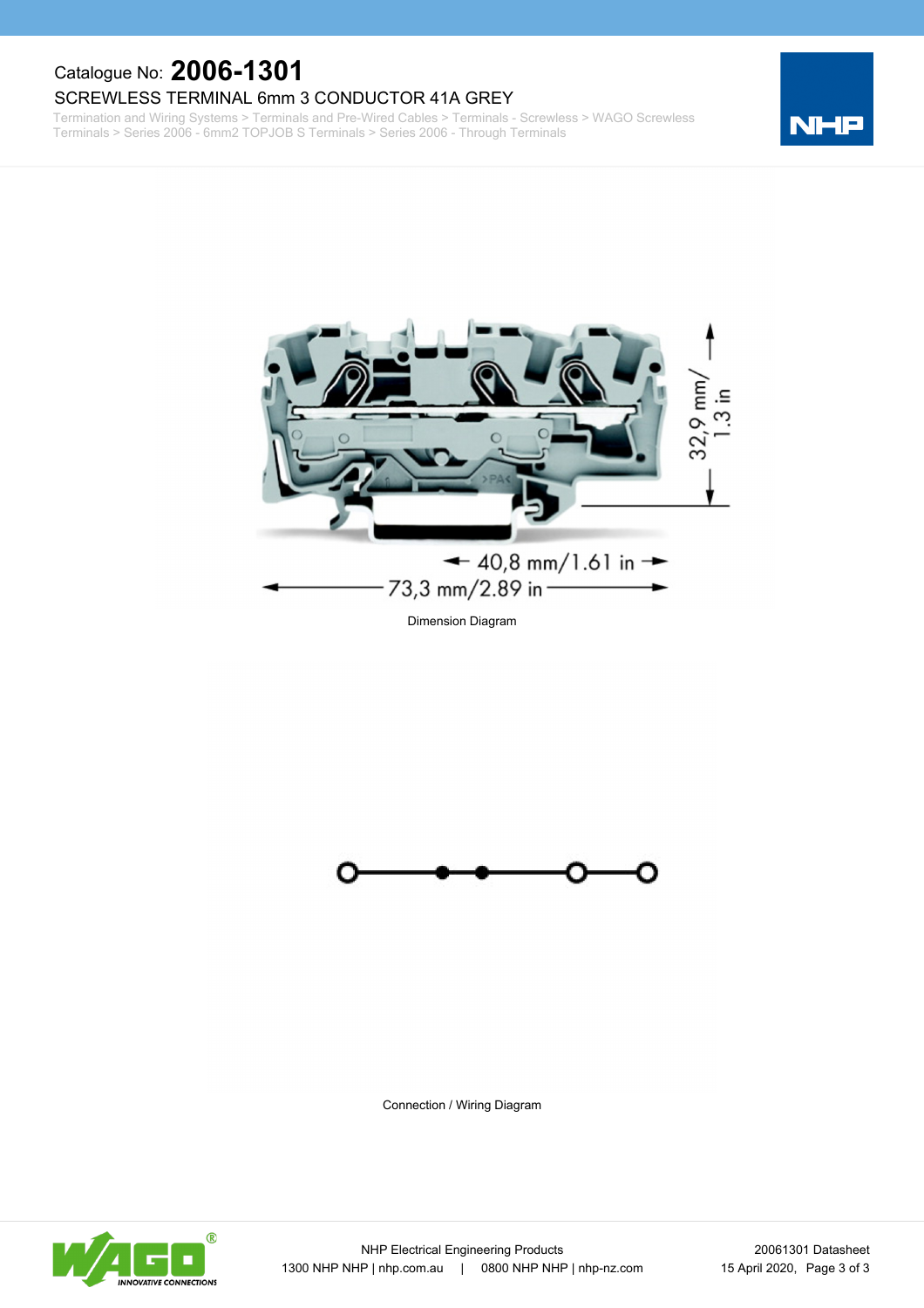Catalogue No: **2006-1301**

SCREWLESS TERMINAL 6mm 3 CONDUCTOR 41A GREY

Termination and Wiring Systems > Terminals and Pre-Wired Cables > Terminals - Screwless > WAGO Screwless Terminals > Series 2006 - 6mm2 TOPJOB S Terminals > Series 2006 - Through Terminals

32,9 mm/
1.3 in

40,8 mm/1.61 in

73,3 mm/2.89 in

Dimension Diagram

Connection / Wiring Diagram

NHP Electrical Engineering Products
1300 NHP NHP | nhp.com.au | 0800 NHP NHP | nhp-nz.com

20061301 Datasheet
15 April 2020